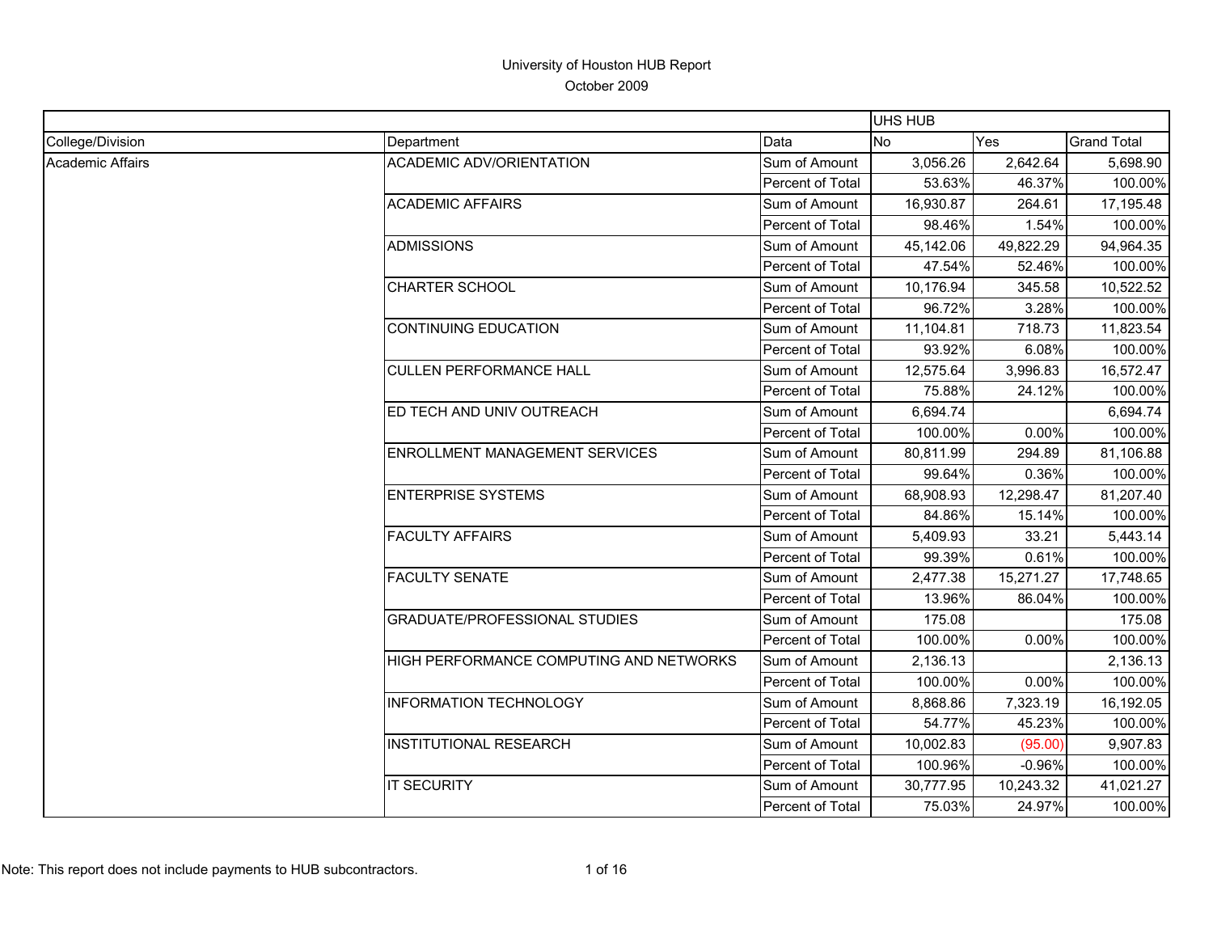# University of Houston HUB Report

October 2009

| | | | UHS HUB | | |
|---|---|---|---|---|---|
| College/Division | Department | Data | No | Yes | Grand Total |
| Academic Affairs | ACADEMIC ADV/ORIENTATION | Sum of Amount | 3,056.26 | 2,642.64 | 5,698.90 |
| | | Percent of Total | 53.63% | 46.37% | 100.00% |
| | ACADEMIC AFFAIRS | Sum of Amount | 16,930.87 | 264.61 | 17,195.48 |
| | | Percent of Total | 98.46% | 1.54% | 100.00% |
| | ADMISSIONS | Sum of Amount | 45,142.06 | 49,822.29 | 94,964.35 |
| | | Percent of Total | 47.54% | 52.46% | 100.00% |
| | CHARTER SCHOOL | Sum of Amount | 10,176.94 | 345.58 | 10,522.52 |
| | | Percent of Total | 96.72% | 3.28% | 100.00% |
| | CONTINUING EDUCATION | Sum of Amount | 11,104.81 | 718.73 | 11,823.54 |
| | | Percent of Total | 93.92% | 6.08% | 100.00% |
| | CULLEN PERFORMANCE HALL | Sum of Amount | 12,575.64 | 3,996.83 | 16,572.47 |
| | | Percent of Total | 75.88% | 24.12% | 100.00% |
| | ED TECH AND UNIV OUTREACH | Sum of Amount | 6,694.74 | | 6,694.74 |
| | | Percent of Total | 100.00% | 0.00% | 100.00% |
| | ENROLLMENT MANAGEMENT SERVICES | Sum of Amount | 80,811.99 | 294.89 | 81,106.88 |
| | | Percent of Total | 99.64% | 0.36% | 100.00% |
| | ENTERPRISE SYSTEMS | Sum of Amount | 68,908.93 | 12,298.47 | 81,207.40 |
| | | Percent of Total | 84.86% | 15.14% | 100.00% |
| | FACULTY AFFAIRS | Sum of Amount | 5,409.93 | 33.21 | 5,443.14 |
| | | Percent of Total | 99.39% | 0.61% | 100.00% |
| | FACULTY SENATE | Sum of Amount | 2,477.38 | 15,271.27 | 17,748.65 |
| | | Percent of Total | 13.96% | 86.04% | 100.00% |
| | GRADUATE/PROFESSIONAL STUDIES | Sum of Amount | 175.08 | | 175.08 |
| | | Percent of Total | 100.00% | 0.00% | 100.00% |
| | HIGH PERFORMANCE COMPUTING AND NETWORKS | Sum of Amount | 2,136.13 | | 2,136.13 |
| | | Percent of Total | 100.00% | 0.00% | 100.00% |
| | INFORMATION TECHNOLOGY | Sum of Amount | 8,868.86 | 7,323.19 | 16,192.05 |
| | | Percent of Total | 54.77% | 45.23% | 100.00% |
| | INSTITUTIONAL RESEARCH | Sum of Amount | 10,002.83 | (95.00) | 9,907.83 |
| | | Percent of Total | 100.96% | -0.96% | 100.00% |
| | IT SECURITY | Sum of Amount | 30,777.95 | 10,243.32 | 41,021.27 |
| | | Percent of Total | 75.03% | 24.97% | 100.00% |

Note: This report does not include payments to HUB subcontractors.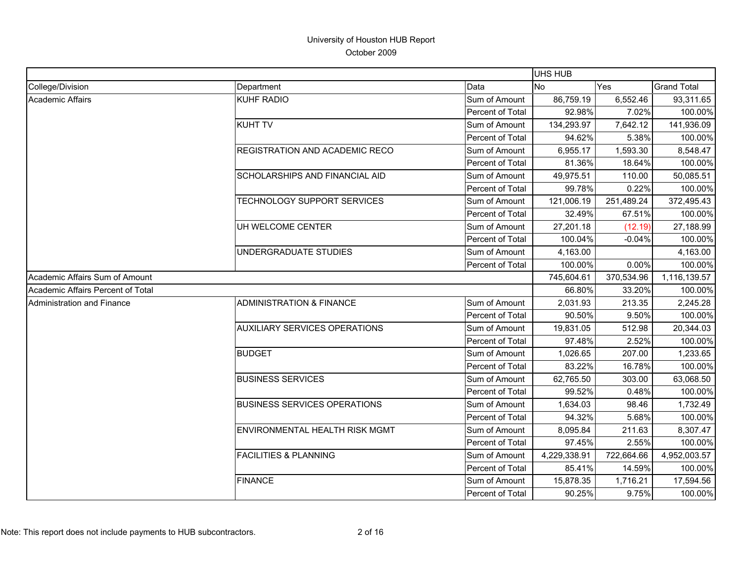# University of Houston HUB Report
October 2009

| | | | UHS HUB | | |
|---|---|---|---|---|---|
| College/Division | Department | Data | No | Yes | Grand Total |
| Academic Affairs | KUHF RADIO | Sum of Amount | 86,759.19 | 6,552.46 | 93,311.65 |
| | | Percent of Total | 92.98% | 7.02% | 100.00% |
| | KUHT TV | Sum of Amount | 134,293.97 | 7,642.12 | 141,936.09 |
| | | Percent of Total | 94.62% | 5.38% | 100.00% |
| | REGISTRATION AND ACADEMIC RECO | Sum of Amount | 6,955.17 | 1,593.30 | 8,548.47 |
| | | Percent of Total | 81.36% | 18.64% | 100.00% |
| | SCHOLARSHIPS AND FINANCIAL AID | Sum of Amount | 49,975.51 | 110.00 | 50,085.51 |
| | | Percent of Total | 99.78% | 0.22% | 100.00% |
| | TECHNOLOGY SUPPORT SERVICES | Sum of Amount | 121,006.19 | 251,489.24 | 372,495.43 |
| | | Percent of Total | 32.49% | 67.51% | 100.00% |
| | UH WELCOME CENTER | Sum of Amount | 27,201.18 | (12.19) | 27,188.99 |
| | | Percent of Total | 100.04% | -0.04% | 100.00% |
| | UNDERGRADUATE STUDIES | Sum of Amount | 4,163.00 | | 4,163.00 |
| | | Percent of Total | 100.00% | 0.00% | 100.00% |
| Academic Affairs Sum of Amount | | | 745,604.61 | 370,534.96 | 1,116,139.57 |
| Academic Affairs Percent of Total | | | 66.80% | 33.20% | 100.00% |
| Administration and Finance | ADMINISTRATION & FINANCE | Sum of Amount | 2,031.93 | 213.35 | 2,245.28 |
| | | Percent of Total | 90.50% | 9.50% | 100.00% |
| | AUXILIARY SERVICES OPERATIONS | Sum of Amount | 19,831.05 | 512.98 | 20,344.03 |
| | | Percent of Total | 97.48% | 2.52% | 100.00% |
| | BUDGET | Sum of Amount | 1,026.65 | 207.00 | 1,233.65 |
| | | Percent of Total | 83.22% | 16.78% | 100.00% |
| | BUSINESS SERVICES | Sum of Amount | 62,765.50 | 303.00 | 63,068.50 |
| | | Percent of Total | 99.52% | 0.48% | 100.00% |
| | BUSINESS SERVICES OPERATIONS | Sum of Amount | 1,634.03 | 98.46 | 1,732.49 |
| | | Percent of Total | 94.32% | 5.68% | 100.00% |
| | ENVIRONMENTAL HEALTH RISK MGMT | Sum of Amount | 8,095.84 | 211.63 | 8,307.47 |
| | | Percent of Total | 97.45% | 2.55% | 100.00% |
| | FACILITIES & PLANNING | Sum of Amount | 4,229,338.91 | 722,664.66 | 4,952,003.57 |
| | | Percent of Total | 85.41% | 14.59% | 100.00% |
| | FINANCE | Sum of Amount | 15,878.35 | 1,716.21 | 17,594.56 |
| | | Percent of Total | 90.25% | 9.75% | 100.00% |

Note: This report does not include payments to HUB subcontractors.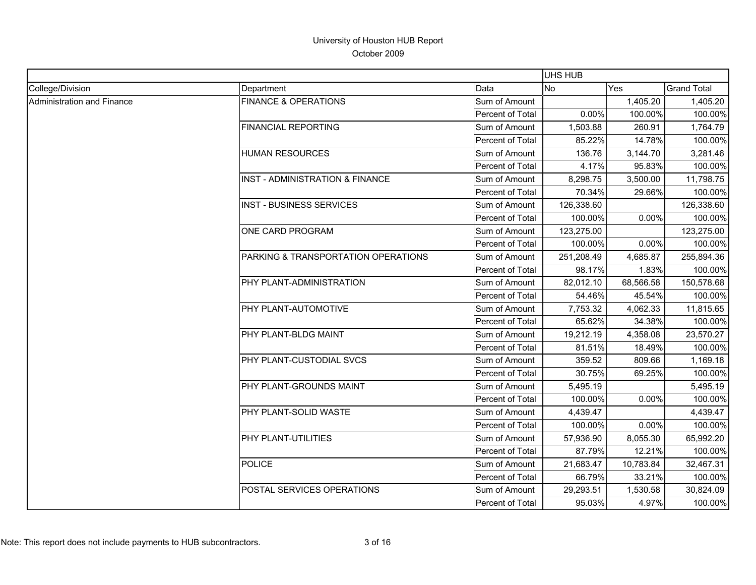# University of Houston HUB Report

October 2009

| | | | UHS HUB | | |
|---|---|---|---|---|---|
| College/Division | Department | Data | No | Yes | Grand Total |
| Administration and Finance | FINANCE & OPERATIONS | Sum of Amount | | 1,405.20 | 1,405.20 |
| | | Percent of Total | 0.00% | 100.00% | 100.00% |
| | FINANCIAL REPORTING | Sum of Amount | 1,503.88 | 260.91 | 1,764.79 |
| | | Percent of Total | 85.22% | 14.78% | 100.00% |
| | HUMAN RESOURCES | Sum of Amount | 136.76 | 3,144.70 | 3,281.46 |
| | | Percent of Total | 4.17% | 95.83% | 100.00% |
| | INST - ADMINISTRATION & FINANCE | Sum of Amount | 8,298.75 | 3,500.00 | 11,798.75 |
| | | Percent of Total | 70.34% | 29.66% | 100.00% |
| | INST - BUSINESS SERVICES | Sum of Amount | 126,338.60 | | 126,338.60 |
| | | Percent of Total | 100.00% | 0.00% | 100.00% |
| | ONE CARD PROGRAM | Sum of Amount | 123,275.00 | | 123,275.00 |
| | | Percent of Total | 100.00% | 0.00% | 100.00% |
| | PARKING & TRANSPORTATION OPERATIONS | Sum of Amount | 251,208.49 | 4,685.87 | 255,894.36 |
| | | Percent of Total | 98.17% | 1.83% | 100.00% |
| | PHY PLANT-ADMINISTRATION | Sum of Amount | 82,012.10 | 68,566.58 | 150,578.68 |
| | | Percent of Total | 54.46% | 45.54% | 100.00% |
| | PHY PLANT-AUTOMOTIVE | Sum of Amount | 7,753.32 | 4,062.33 | 11,815.65 |
| | | Percent of Total | 65.62% | 34.38% | 100.00% |
| | PHY PLANT-BLDG MAINT | Sum of Amount | 19,212.19 | 4,358.08 | 23,570.27 |
| | | Percent of Total | 81.51% | 18.49% | 100.00% |
| | PHY PLANT-CUSTODIAL SVCS | Sum of Amount | 359.52 | 809.66 | 1,169.18 |
| | | Percent of Total | 30.75% | 69.25% | 100.00% |
| | PHY PLANT-GROUNDS MAINT | Sum of Amount | 5,495.19 | | 5,495.19 |
| | | Percent of Total | 100.00% | 0.00% | 100.00% |
| | PHY PLANT-SOLID WASTE | Sum of Amount | 4,439.47 | | 4,439.47 |
| | | Percent of Total | 100.00% | 0.00% | 100.00% |
| | PHY PLANT-UTILITIES | Sum of Amount | 57,936.90 | 8,055.30 | 65,992.20 |
| | | Percent of Total | 87.79% | 12.21% | 100.00% |
| | POLICE | Sum of Amount | 21,683.47 | 10,783.84 | 32,467.31 |
| | | Percent of Total | 66.79% | 33.21% | 100.00% |
| | POSTAL SERVICES OPERATIONS | Sum of Amount | 29,293.51 | 1,530.58 | 30,824.09 |
| | | Percent of Total | 95.03% | 4.97% | 100.00% |

Note: This report does not include payments to HUB subcontractors.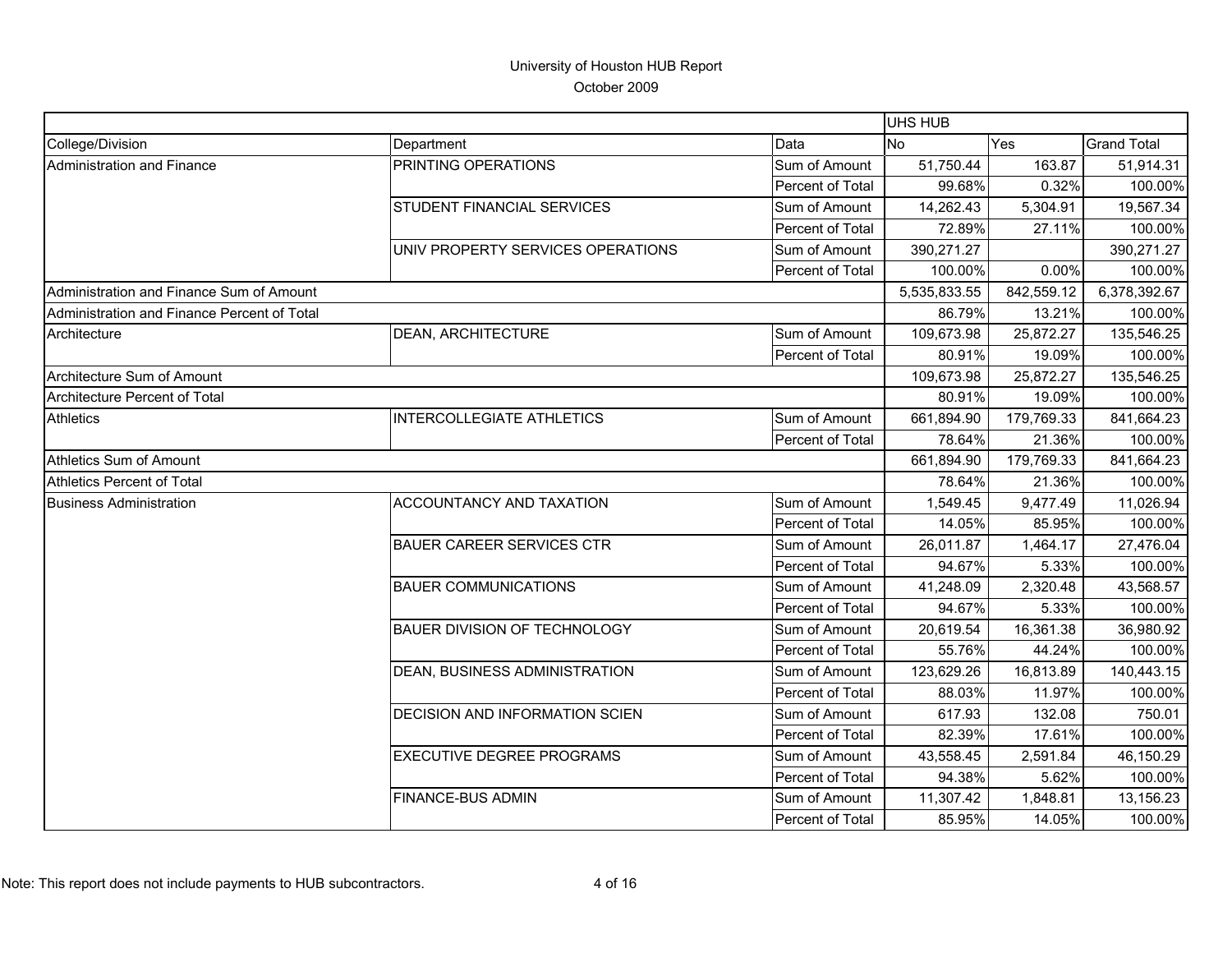University of Houston HUB Report
October 2009

| | | | UHS HUB | | |
|---|---|---|---|---|---|
| College/Division | Department | Data | No | Yes | Grand Total |
| Administration and Finance | PRINTING OPERATIONS | Sum of Amount | 51,750.44 | 163.87 | 51,914.31 |
| | | Percent of Total | 99.68% | 0.32% | 100.00% |
| | STUDENT FINANCIAL SERVICES | Sum of Amount | 14,262.43 | 5,304.91 | 19,567.34 |
| | | Percent of Total | 72.89% | 27.11% | 100.00% |
| | UNIV PROPERTY SERVICES OPERATIONS | Sum of Amount | 390,271.27 | | 390,271.27 |
| | | Percent of Total | 100.00% | 0.00% | 100.00% |
| Administration and Finance Sum of Amount | | | 5,535,833.55 | 842,559.12 | 6,378,392.67 |
| Administration and Finance Percent of Total | | | 86.79% | 13.21% | 100.00% |
| Architecture | DEAN, ARCHITECTURE | Sum of Amount | 109,673.98 | 25,872.27 | 135,546.25 |
| | | Percent of Total | 80.91% | 19.09% | 100.00% |
| Architecture Sum of Amount | | | 109,673.98 | 25,872.27 | 135,546.25 |
| Architecture Percent of Total | | | 80.91% | 19.09% | 100.00% |
| Athletics | INTERCOLLEGIATE ATHLETICS | Sum of Amount | 661,894.90 | 179,769.33 | 841,664.23 |
| | | Percent of Total | 78.64% | 21.36% | 100.00% |
| Athletics Sum of Amount | | | 661,894.90 | 179,769.33 | 841,664.23 |
| Athletics Percent of Total | | | 78.64% | 21.36% | 100.00% |
| Business Administration | ACCOUNTANCY AND TAXATION | Sum of Amount | 1,549.45 | 9,477.49 | 11,026.94 |
| | | Percent of Total | 14.05% | 85.95% | 100.00% |
| | BAUER CAREER SERVICES CTR | Sum of Amount | 26,011.87 | 1,464.17 | 27,476.04 |
| | | Percent of Total | 94.67% | 5.33% | 100.00% |
| | BAUER COMMUNICATIONS | Sum of Amount | 41,248.09 | 2,320.48 | 43,568.57 |
| | | Percent of Total | 94.67% | 5.33% | 100.00% |
| | BAUER DIVISION OF TECHNOLOGY | Sum of Amount | 20,619.54 | 16,361.38 | 36,980.92 |
| | | Percent of Total | 55.76% | 44.24% | 100.00% |
| | DEAN, BUSINESS ADMINISTRATION | Sum of Amount | 123,629.26 | 16,813.89 | 140,443.15 |
| | | Percent of Total | 88.03% | 11.97% | 100.00% |
| | DECISION AND INFORMATION SCIEN | Sum of Amount | 617.93 | 132.08 | 750.01 |
| | | Percent of Total | 82.39% | 17.61% | 100.00% |
| | EXECUTIVE DEGREE PROGRAMS | Sum of Amount | 43,558.45 | 2,591.84 | 46,150.29 |
| | | Percent of Total | 94.38% | 5.62% | 100.00% |
| | FINANCE-BUS ADMIN | Sum of Amount | 11,307.42 | 1,848.81 | 13,156.23 |
| | | Percent of Total | 85.95% | 14.05% | 100.00% |

Note: This report does not include payments to HUB subcontractors.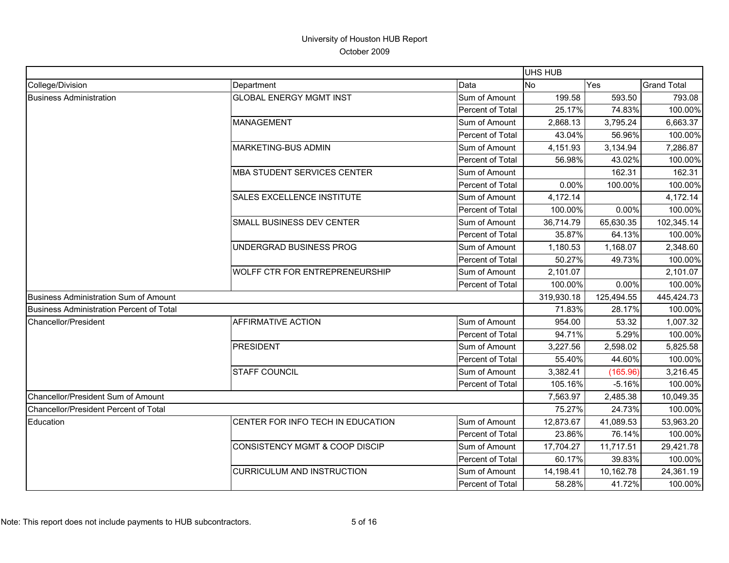University of Houston HUB Report

October 2009

| | | | UHS HUB | | |
|---|---|---|---|---|---|
| College/Division | Department | Data | No | Yes | Grand Total |
| Business Administration | GLOBAL ENERGY MGMT INST | Sum of Amount | 199.58 | 593.50 | 793.08 |
| | | Percent of Total | 25.17% | 74.83% | 100.00% |
| | MANAGEMENT | Sum of Amount | 2,868.13 | 3,795.24 | 6,663.37 |
| | | Percent of Total | 43.04% | 56.96% | 100.00% |
| | MARKETING-BUS ADMIN | Sum of Amount | 4,151.93 | 3,134.94 | 7,286.87 |
| | | Percent of Total | 56.98% | 43.02% | 100.00% |
| | MBA STUDENT SERVICES CENTER | Sum of Amount | | 162.31 | 162.31 |
| | | Percent of Total | 0.00% | 100.00% | 100.00% |
| | SALES EXCELLENCE INSTITUTE | Sum of Amount | 4,172.14 | | 4,172.14 |
| | | Percent of Total | 100.00% | 0.00% | 100.00% |
| | SMALL BUSINESS DEV CENTER | Sum of Amount | 36,714.79 | 65,630.35 | 102,345.14 |
| | | Percent of Total | 35.87% | 64.13% | 100.00% |
| | UNDERGRAD BUSINESS PROG | Sum of Amount | 1,180.53 | 1,168.07 | 2,348.60 |
| | | Percent of Total | 50.27% | 49.73% | 100.00% |
| | WOLFF CTR FOR ENTREPRENEURSHIP | Sum of Amount | 2,101.07 | | 2,101.07 |
| | | Percent of Total | 100.00% | 0.00% | 100.00% |
| Business Administration Sum of Amount | | | 319,930.18 | 125,494.55 | 445,424.73 |
| Business Administration Percent of Total | | | 71.83% | 28.17% | 100.00% |
| Chancellor/President | AFFIRMATIVE ACTION | Sum of Amount | 954.00 | 53.32 | 1,007.32 |
| | | Percent of Total | 94.71% | 5.29% | 100.00% |
| | PRESIDENT | Sum of Amount | 3,227.56 | 2,598.02 | 5,825.58 |
| | | Percent of Total | 55.40% | 44.60% | 100.00% |
| | STAFF COUNCIL | Sum of Amount | 3,382.41 | (165.96) | 3,216.45 |
| | | Percent of Total | 105.16% | -5.16% | 100.00% |
| Chancellor/President Sum of Amount | | | 7,563.97 | 2,485.38 | 10,049.35 |
| Chancellor/President Percent of Total | | | 75.27% | 24.73% | 100.00% |
| Education | CENTER FOR INFO TECH IN EDUCATION | Sum of Amount | 12,873.67 | 41,089.53 | 53,963.20 |
| | | Percent of Total | 23.86% | 76.14% | 100.00% |
| | CONSISTENCY MGMT & COOP DISCIP | Sum of Amount | 17,704.27 | 11,717.51 | 29,421.78 |
| | | Percent of Total | 60.17% | 39.83% | 100.00% |
| | CURRICULUM AND INSTRUCTION | Sum of Amount | 14,198.41 | 10,162.78 | 24,361.19 |
| | | Percent of Total | 58.28% | 41.72% | 100.00% |

Note: This report does not include payments to HUB subcontractors.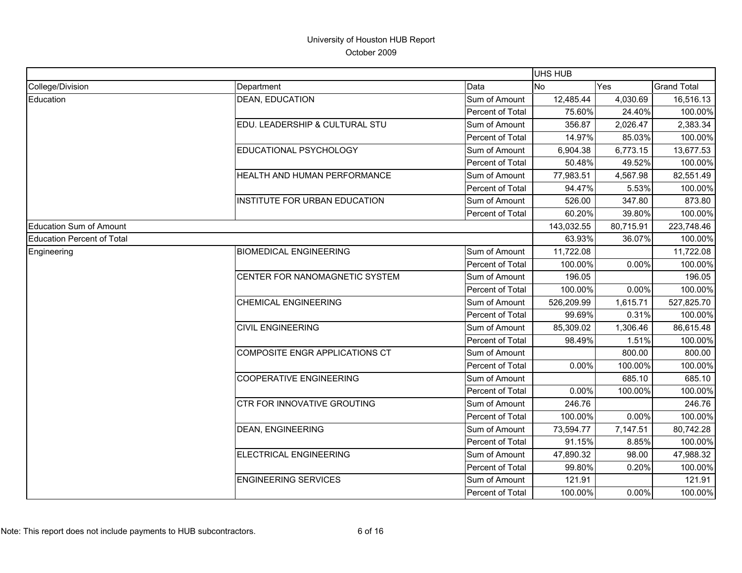# University of Houston HUB Report

October 2009

| | | | UHS HUB | | |
|---|---|---|---|---|---|
| College/Division | Department | Data | No | Yes | Grand Total |
| Education | DEAN, EDUCATION | Sum of Amount | 12,485.44 | 4,030.69 | 16,516.13 |
| | | Percent of Total | 75.60% | 24.40% | 100.00% |
| | EDU. LEADERSHIP & CULTURAL STU | Sum of Amount | 356.87 | 2,026.47 | 2,383.34 |
| | | Percent of Total | 14.97% | 85.03% | 100.00% |
| | EDUCATIONAL PSYCHOLOGY | Sum of Amount | 6,904.38 | 6,773.15 | 13,677.53 |
| | | Percent of Total | 50.48% | 49.52% | 100.00% |
| | HEALTH AND HUMAN PERFORMANCE | Sum of Amount | 77,983.51 | 4,567.98 | 82,551.49 |
| | | Percent of Total | 94.47% | 5.53% | 100.00% |
| | INSTITUTE FOR URBAN EDUCATION | Sum of Amount | 526.00 | 347.80 | 873.80 |
| | | Percent of Total | 60.20% | 39.80% | 100.00% |
| Education Sum of Amount | | | 143,032.55 | 80,715.91 | 223,748.46 |
| Education Percent of Total | | | 63.93% | 36.07% | 100.00% |
| Engineering | BIOMEDICAL ENGINEERING | Sum of Amount | 11,722.08 | | 11,722.08 |
| | | Percent of Total | 100.00% | 0.00% | 100.00% |
| | CENTER FOR NANOMAGNETIC SYSTEM | Sum of Amount | 196.05 | | 196.05 |
| | | Percent of Total | 100.00% | 0.00% | 100.00% |
| | CHEMICAL ENGINEERING | Sum of Amount | 526,209.99 | 1,615.71 | 527,825.70 |
| | | Percent of Total | 99.69% | 0.31% | 100.00% |
| | CIVIL ENGINEERING | Sum of Amount | 85,309.02 | 1,306.46 | 86,615.48 |
| | | Percent of Total | 98.49% | 1.51% | 100.00% |
| | COMPOSITE ENGR APPLICATIONS CT | Sum of Amount | | 800.00 | 800.00 |
| | | Percent of Total | 0.00% | 100.00% | 100.00% |
| | COOPERATIVE ENGINEERING | Sum of Amount | | 685.10 | 685.10 |
| | | Percent of Total | 0.00% | 100.00% | 100.00% |
| | CTR FOR INNOVATIVE GROUTING | Sum of Amount | 246.76 | | 246.76 |
| | | Percent of Total | 100.00% | 0.00% | 100.00% |
| | DEAN, ENGINEERING | Sum of Amount | 73,594.77 | 7,147.51 | 80,742.28 |
| | | Percent of Total | 91.15% | 8.85% | 100.00% |
| | ELECTRICAL ENGINEERING | Sum of Amount | 47,890.32 | 98.00 | 47,988.32 |
| | | Percent of Total | 99.80% | 0.20% | 100.00% |
| | ENGINEERING SERVICES | Sum of Amount | 121.91 | | 121.91 |
| | | Percent of Total | 100.00% | 0.00% | 100.00% |

Note: This report does not include payments to HUB subcontractors.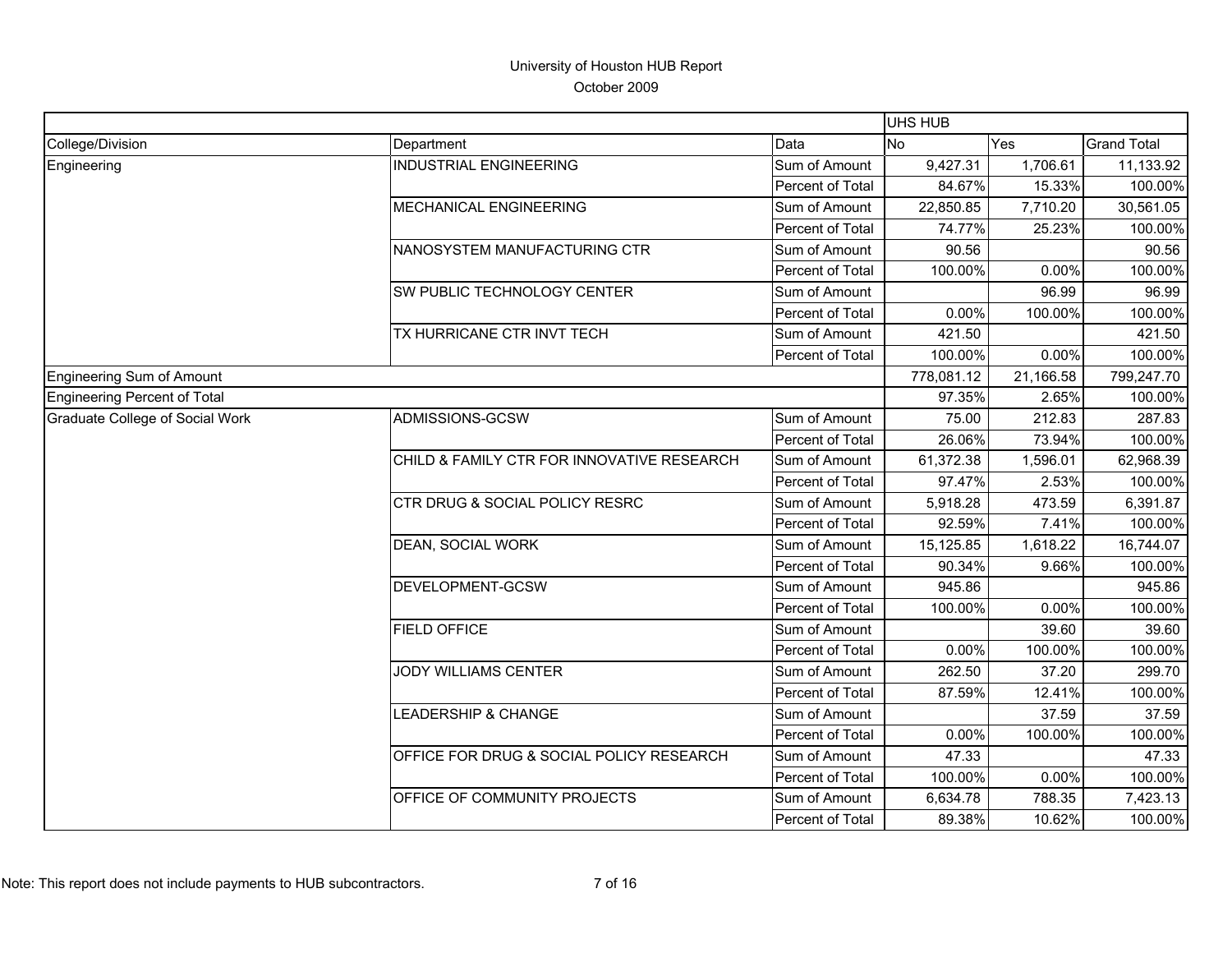# University of Houston HUB Report

October 2009

| | | | UHS HUB | | |
|---|---|---|---|---|---|
| College/Division | Department | Data | No | Yes | Grand Total |
| Engineering | INDUSTRIAL ENGINEERING | Sum of Amount | 9,427.31 | 1,706.61 | 11,133.92 |
| | | Percent of Total | 84.67% | 15.33% | 100.00% |
| | MECHANICAL ENGINEERING | Sum of Amount | 22,850.85 | 7,710.20 | 30,561.05 |
| | | Percent of Total | 74.77% | 25.23% | 100.00% |
| | NANOSYSTEM MANUFACTURING CTR | Sum of Amount | 90.56 | | 90.56 |
| | | Percent of Total | 100.00% | 0.00% | 100.00% |
| | SW PUBLIC TECHNOLOGY CENTER | Sum of Amount | | 96.99 | 96.99 |
| | | Percent of Total | 0.00% | 100.00% | 100.00% |
| | TX HURRICANE CTR INVT TECH | Sum of Amount | 421.50 | | 421.50 |
| | | Percent of Total | 100.00% | 0.00% | 100.00% |
| Engineering Sum of Amount | | | 778,081.12 | 21,166.58 | 799,247.70 |
| Engineering Percent of Total | | | 97.35% | 2.65% | 100.00% |
| Graduate College of Social Work | ADMISSIONS-GCSW | Sum of Amount | 75.00 | 212.83 | 287.83 |
| | | Percent of Total | 26.06% | 73.94% | 100.00% |
| | CHILD & FAMILY CTR FOR INNOVATIVE RESEARCH | Sum of Amount | 61,372.38 | 1,596.01 | 62,968.39 |
| | | Percent of Total | 97.47% | 2.53% | 100.00% |
| | CTR DRUG & SOCIAL POLICY RESRC | Sum of Amount | 5,918.28 | 473.59 | 6,391.87 |
| | | Percent of Total | 92.59% | 7.41% | 100.00% |
| | DEAN, SOCIAL WORK | Sum of Amount | 15,125.85 | 1,618.22 | 16,744.07 |
| | | Percent of Total | 90.34% | 9.66% | 100.00% |
| | DEVELOPMENT-GCSW | Sum of Amount | 945.86 | | 945.86 |
| | | Percent of Total | 100.00% | 0.00% | 100.00% |
| | FIELD OFFICE | Sum of Amount | | 39.60 | 39.60 |
| | | Percent of Total | 0.00% | 100.00% | 100.00% |
| | JODY WILLIAMS CENTER | Sum of Amount | 262.50 | 37.20 | 299.70 |
| | | Percent of Total | 87.59% | 12.41% | 100.00% |
| | LEADERSHIP & CHANGE | Sum of Amount | | 37.59 | 37.59 |
| | | Percent of Total | 0.00% | 100.00% | 100.00% |
| | OFFICE FOR DRUG & SOCIAL POLICY RESEARCH | Sum of Amount | 47.33 | | 47.33 |
| | | Percent of Total | 100.00% | 0.00% | 100.00% |
| | OFFICE OF COMMUNITY PROJECTS | Sum of Amount | 6,634.78 | 788.35 | 7,423.13 |
| | | Percent of Total | 89.38% | 10.62% | 100.00% |

Note: This report does not include payments to HUB subcontractors.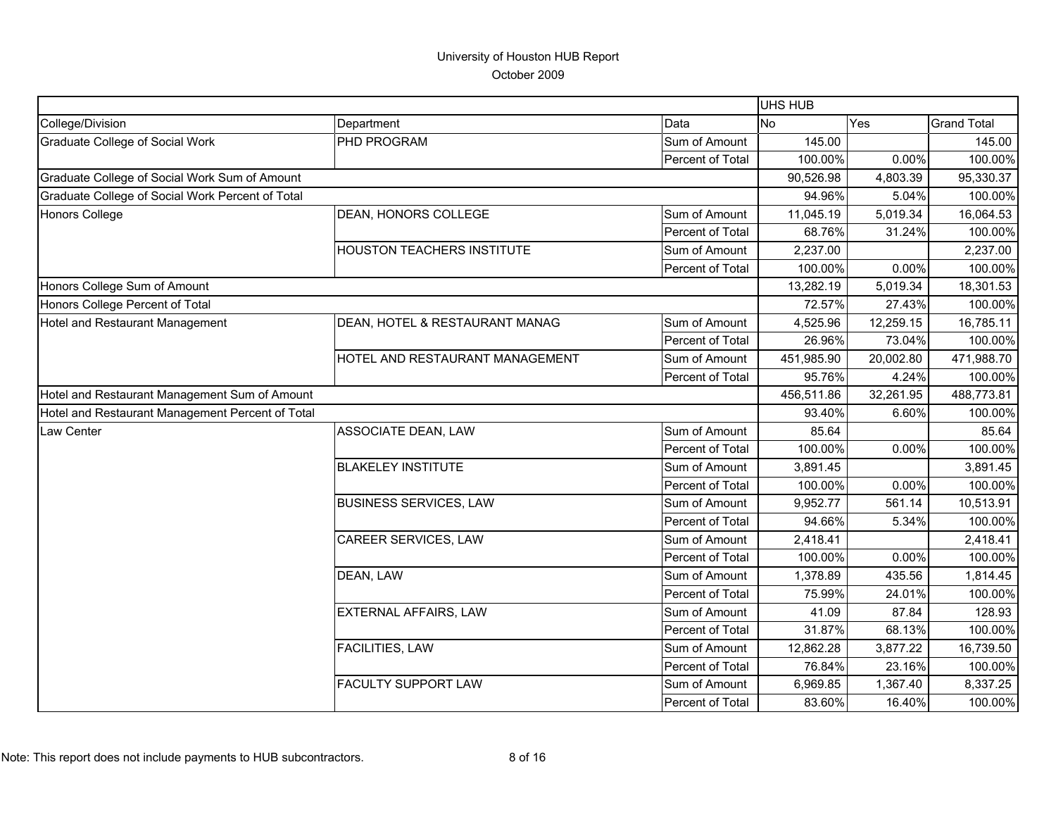University of Houston HUB Report

October 2009

| | | | UHS HUB | | |
|---|---|---|---|---|---|
| College/Division | Department | Data | No | Yes | Grand Total |
| Graduate College of Social Work | PHD PROGRAM | Sum of Amount | 145.00 | | 145.00 |
| | | Percent of Total | 100.00% | 0.00% | 100.00% |
| Graduate College of Social Work Sum of Amount | | | 90,526.98 | 4,803.39 | 95,330.37 |
| Graduate College of Social Work Percent of Total | | | 94.96% | 5.04% | 100.00% |
| Honors College | DEAN, HONORS COLLEGE | Sum of Amount | 11,045.19 | 5,019.34 | 16,064.53 |
| | | Percent of Total | 68.76% | 31.24% | 100.00% |
| | HOUSTON TEACHERS INSTITUTE | Sum of Amount | 2,237.00 | | 2,237.00 |
| | | Percent of Total | 100.00% | 0.00% | 100.00% |
| Honors College Sum of Amount | | | 13,282.19 | 5,019.34 | 18,301.53 |
| Honors College Percent of Total | | | 72.57% | 27.43% | 100.00% |
| Hotel and Restaurant Management | DEAN, HOTEL & RESTAURANT MANAG | Sum of Amount | 4,525.96 | 12,259.15 | 16,785.11 |
| | | Percent of Total | 26.96% | 73.04% | 100.00% |
| | HOTEL AND RESTAURANT MANAGEMENT | Sum of Amount | 451,985.90 | 20,002.80 | 471,988.70 |
| | | Percent of Total | 95.76% | 4.24% | 100.00% |
| Hotel and Restaurant Management Sum of Amount | | | 456,511.86 | 32,261.95 | 488,773.81 |
| Hotel and Restaurant Management Percent of Total | | | 93.40% | 6.60% | 100.00% |
| Law Center | ASSOCIATE DEAN, LAW | Sum of Amount | 85.64 | | 85.64 |
| | | Percent of Total | 100.00% | 0.00% | 100.00% |
| | BLAKELEY INSTITUTE | Sum of Amount | 3,891.45 | | 3,891.45 |
| | | Percent of Total | 100.00% | 0.00% | 100.00% |
| | BUSINESS SERVICES, LAW | Sum of Amount | 9,952.77 | 561.14 | 10,513.91 |
| | | Percent of Total | 94.66% | 5.34% | 100.00% |
| | CAREER SERVICES, LAW | Sum of Amount | 2,418.41 | | 2,418.41 |
| | | Percent of Total | 100.00% | 0.00% | 100.00% |
| | DEAN, LAW | Sum of Amount | 1,378.89 | 435.56 | 1,814.45 |
| | | Percent of Total | 75.99% | 24.01% | 100.00% |
| | EXTERNAL AFFAIRS, LAW | Sum of Amount | 41.09 | 87.84 | 128.93 |
| | | Percent of Total | 31.87% | 68.13% | 100.00% |
| | FACILITIES, LAW | Sum of Amount | 12,862.28 | 3,877.22 | 16,739.50 |
| | | Percent of Total | 76.84% | 23.16% | 100.00% |
| | FACULTY SUPPORT LAW | Sum of Amount | 6,969.85 | 1,367.40 | 8,337.25 |
| | | Percent of Total | 83.60% | 16.40% | 100.00% |

Note: This report does not include payments to HUB subcontractors.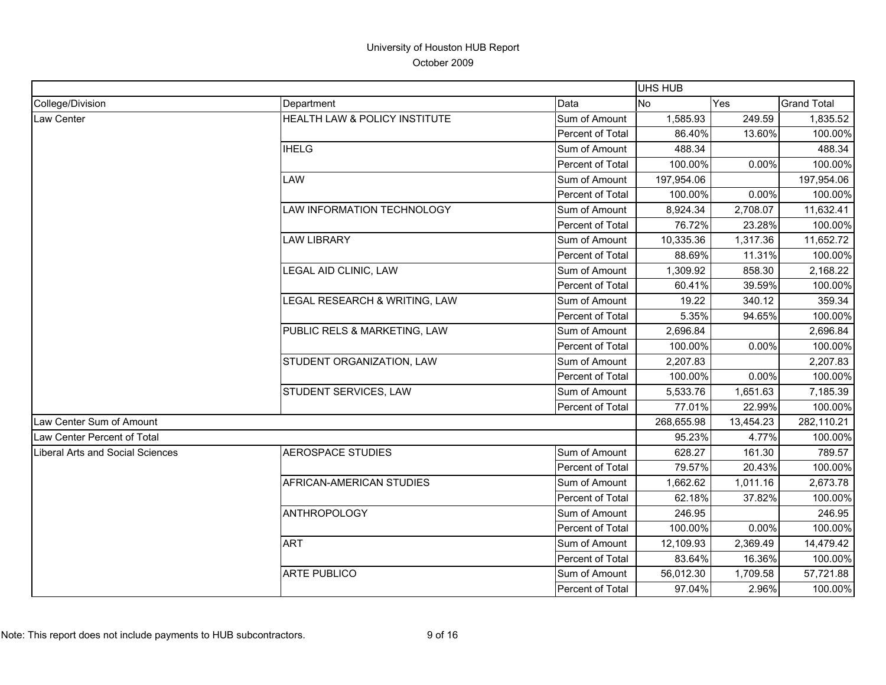# University of Houston HUB Report

October 2009

| | | | UHS HUB | | |
|---|---|---|---|---|---|
| College/Division | Department | Data | No | Yes | Grand Total |
| Law Center | HEALTH LAW & POLICY INSTITUTE | Sum of Amount | 1,585.93 | 249.59 | 1,835.52 |
| | | Percent of Total | 86.40% | 13.60% | 100.00% |
| | IHELG | Sum of Amount | 488.34 | | 488.34 |
| | | Percent of Total | 100.00% | 0.00% | 100.00% |
| | LAW | Sum of Amount | 197,954.06 | | 197,954.06 |
| | | Percent of Total | 100.00% | 0.00% | 100.00% |
| | LAW INFORMATION TECHNOLOGY | Sum of Amount | 8,924.34 | 2,708.07 | 11,632.41 |
| | | Percent of Total | 76.72% | 23.28% | 100.00% |
| | LAW LIBRARY | Sum of Amount | 10,335.36 | 1,317.36 | 11,652.72 |
| | | Percent of Total | 88.69% | 11.31% | 100.00% |
| | LEGAL AID CLINIC, LAW | Sum of Amount | 1,309.92 | 858.30 | 2,168.22 |
| | | Percent of Total | 60.41% | 39.59% | 100.00% |
| | LEGAL RESEARCH & WRITING, LAW | Sum of Amount | 19.22 | 340.12 | 359.34 |
| | | Percent of Total | 5.35% | 94.65% | 100.00% |
| | PUBLIC RELS & MARKETING, LAW | Sum of Amount | 2,696.84 | | 2,696.84 |
| | | Percent of Total | 100.00% | 0.00% | 100.00% |
| | STUDENT ORGANIZATION, LAW | Sum of Amount | 2,207.83 | | 2,207.83 |
| | | Percent of Total | 100.00% | 0.00% | 100.00% |
| | STUDENT SERVICES, LAW | Sum of Amount | 5,533.76 | 1,651.63 | 7,185.39 |
| | | Percent of Total | 77.01% | 22.99% | 100.00% |
| Law Center Sum of Amount | | | 268,655.98 | 13,454.23 | 282,110.21 |
| Law Center Percent of Total | | | 95.23% | 4.77% | 100.00% |
| Liberal Arts and Social Sciences | AEROSPACE STUDIES | Sum of Amount | 628.27 | 161.30 | 789.57 |
| | | Percent of Total | 79.57% | 20.43% | 100.00% |
| | AFRICAN-AMERICAN STUDIES | Sum of Amount | 1,662.62 | 1,011.16 | 2,673.78 |
| | | Percent of Total | 62.18% | 37.82% | 100.00% |
| | ANTHROPOLOGY | Sum of Amount | 246.95 | | 246.95 |
| | | Percent of Total | 100.00% | 0.00% | 100.00% |
| | ART | Sum of Amount | 12,109.93 | 2,369.49 | 14,479.42 |
| | | Percent of Total | 83.64% | 16.36% | 100.00% |
| | ARTE PUBLICO | Sum of Amount | 56,012.30 | 1,709.58 | 57,721.88 |
| | | Percent of Total | 97.04% | 2.96% | 100.00% |

Note: This report does not include payments to HUB subcontractors.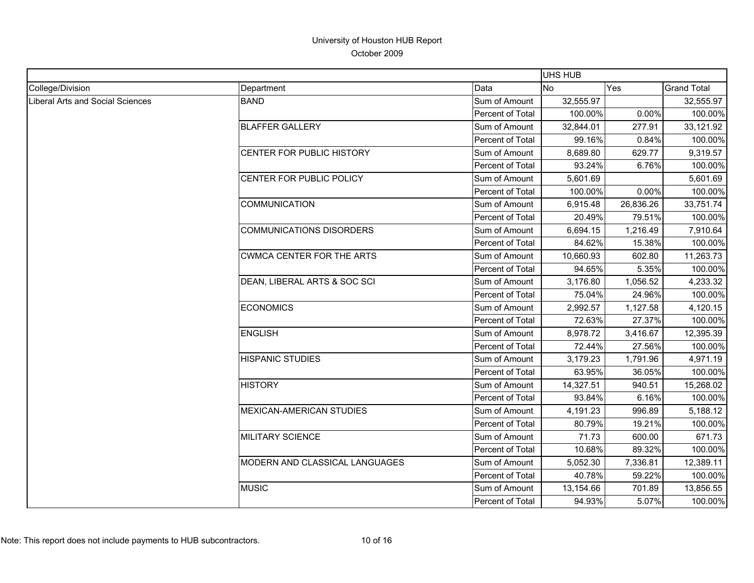# University of Houston HUB Report

October 2009

| | | | UHS HUB | | |
|---|---|---|---|---|---|
| College/Division | Department | Data | No | Yes | Grand Total |
| Liberal Arts and Social Sciences | BAND | Sum of Amount | 32,555.97 | | 32,555.97 |
| | | Percent of Total | 100.00% | 0.00% | 100.00% |
| | BLAFFER GALLERY | Sum of Amount | 32,844.01 | 277.91 | 33,121.92 |
| | | Percent of Total | 99.16% | 0.84% | 100.00% |
| | CENTER FOR PUBLIC HISTORY | Sum of Amount | 8,689.80 | 629.77 | 9,319.57 |
| | | Percent of Total | 93.24% | 6.76% | 100.00% |
| | CENTER FOR PUBLIC POLICY | Sum of Amount | 5,601.69 | | 5,601.69 |
| | | Percent of Total | 100.00% | 0.00% | 100.00% |
| | COMMUNICATION | Sum of Amount | 6,915.48 | 26,836.26 | 33,751.74 |
| | | Percent of Total | 20.49% | 79.51% | 100.00% |
| | COMMUNICATIONS DISORDERS | Sum of Amount | 6,694.15 | 1,216.49 | 7,910.64 |
| | | Percent of Total | 84.62% | 15.38% | 100.00% |
| | CWMCA CENTER FOR THE ARTS | Sum of Amount | 10,660.93 | 602.80 | 11,263.73 |
| | | Percent of Total | 94.65% | 5.35% | 100.00% |
| | DEAN, LIBERAL ARTS & SOC SCI | Sum of Amount | 3,176.80 | 1,056.52 | 4,233.32 |
| | | Percent of Total | 75.04% | 24.96% | 100.00% |
| | ECONOMICS | Sum of Amount | 2,992.57 | 1,127.58 | 4,120.15 |
| | | Percent of Total | 72.63% | 27.37% | 100.00% |
| | ENGLISH | Sum of Amount | 8,978.72 | 3,416.67 | 12,395.39 |
| | | Percent of Total | 72.44% | 27.56% | 100.00% |
| | HISPANIC STUDIES | Sum of Amount | 3,179.23 | 1,791.96 | 4,971.19 |
| | | Percent of Total | 63.95% | 36.05% | 100.00% |
| | HISTORY | Sum of Amount | 14,327.51 | 940.51 | 15,268.02 |
| | | Percent of Total | 93.84% | 6.16% | 100.00% |
| | MEXICAN-AMERICAN STUDIES | Sum of Amount | 4,191.23 | 996.89 | 5,188.12 |
| | | Percent of Total | 80.79% | 19.21% | 100.00% |
| | MILITARY SCIENCE | Sum of Amount | 71.73 | 600.00 | 671.73 |
| | | Percent of Total | 10.68% | 89.32% | 100.00% |
| | MODERN AND CLASSICAL LANGUAGES | Sum of Amount | 5,052.30 | 7,336.81 | 12,389.11 |
| | | Percent of Total | 40.78% | 59.22% | 100.00% |
| | MUSIC | Sum of Amount | 13,154.66 | 701.89 | 13,856.55 |
| | | Percent of Total | 94.93% | 5.07% | 100.00% |

Note: This report does not include payments to HUB subcontractors.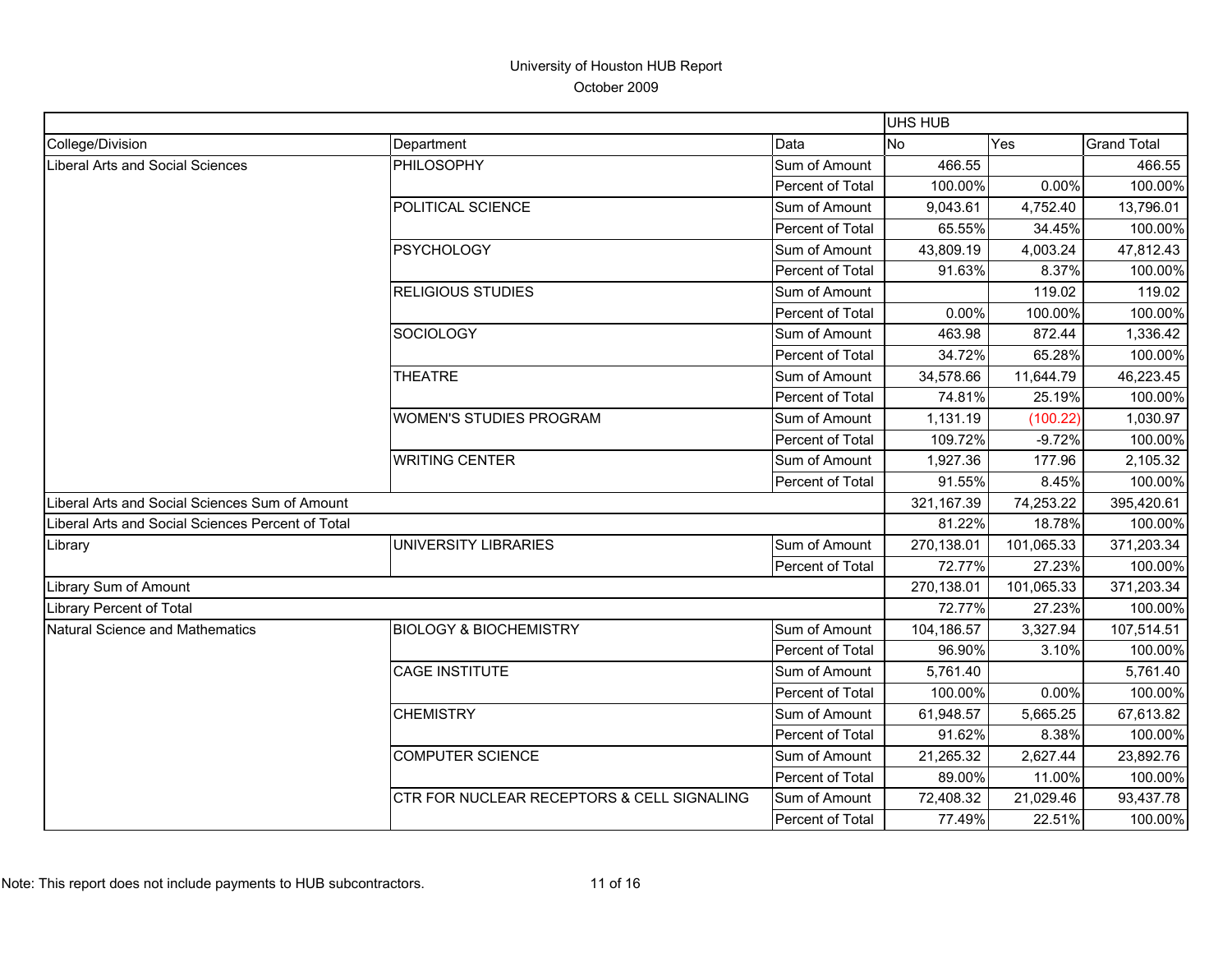University of Houston HUB Report
October 2009

| | | | UHS HUB | | |
|---|---|---|---|---|---|
| College/Division | Department | Data | No | Yes | Grand Total |
| Liberal Arts and Social Sciences | PHILOSOPHY | Sum of Amount | 466.55 | | 466.55 |
| | | Percent of Total | 100.00% | 0.00% | 100.00% |
| | POLITICAL SCIENCE | Sum of Amount | 9,043.61 | 4,752.40 | 13,796.01 |
| | | Percent of Total | 65.55% | 34.45% | 100.00% |
| | PSYCHOLOGY | Sum of Amount | 43,809.19 | 4,003.24 | 47,812.43 |
| | | Percent of Total | 91.63% | 8.37% | 100.00% |
| | RELIGIOUS STUDIES | Sum of Amount | | 119.02 | 119.02 |
| | | Percent of Total | 0.00% | 100.00% | 100.00% |
| | SOCIOLOGY | Sum of Amount | 463.98 | 872.44 | 1,336.42 |
| | | Percent of Total | 34.72% | 65.28% | 100.00% |
| | THEATRE | Sum of Amount | 34,578.66 | 11,644.79 | 46,223.45 |
| | | Percent of Total | 74.81% | 25.19% | 100.00% |
| | WOMEN'S STUDIES PROGRAM | Sum of Amount | 1,131.19 | (100.22) | 1,030.97 |
| | | Percent of Total | 109.72% | -9.72% | 100.00% |
| | WRITING CENTER | Sum of Amount | 1,927.36 | 177.96 | 2,105.32 |
| | | Percent of Total | 91.55% | 8.45% | 100.00% |
| Liberal Arts and Social Sciences Sum of Amount | | | 321,167.39 | 74,253.22 | 395,420.61 |
| Liberal Arts and Social Sciences Percent of Total | | | 81.22% | 18.78% | 100.00% |
| Library | UNIVERSITY LIBRARIES | Sum of Amount | 270,138.01 | 101,065.33 | 371,203.34 |
| | | Percent of Total | 72.77% | 27.23% | 100.00% |
| Library Sum of Amount | | | 270,138.01 | 101,065.33 | 371,203.34 |
| Library Percent of Total | | | 72.77% | 27.23% | 100.00% |
| Natural Science and Mathematics | BIOLOGY & BIOCHEMISTRY | Sum of Amount | 104,186.57 | 3,327.94 | 107,514.51 |
| | | Percent of Total | 96.90% | 3.10% | 100.00% |
| | CAGE INSTITUTE | Sum of Amount | 5,761.40 | | 5,761.40 |
| | | Percent of Total | 100.00% | 0.00% | 100.00% |
| | CHEMISTRY | Sum of Amount | 61,948.57 | 5,665.25 | 67,613.82 |
| | | Percent of Total | 91.62% | 8.38% | 100.00% |
| | COMPUTER SCIENCE | Sum of Amount | 21,265.32 | 2,627.44 | 23,892.76 |
| | | Percent of Total | 89.00% | 11.00% | 100.00% |
| | CTR FOR NUCLEAR RECEPTORS & CELL SIGNALING | Sum of Amount | 72,408.32 | 21,029.46 | 93,437.78 |
| | | Percent of Total | 77.49% | 22.51% | 100.00% |

Note: This report does not include payments to HUB subcontractors.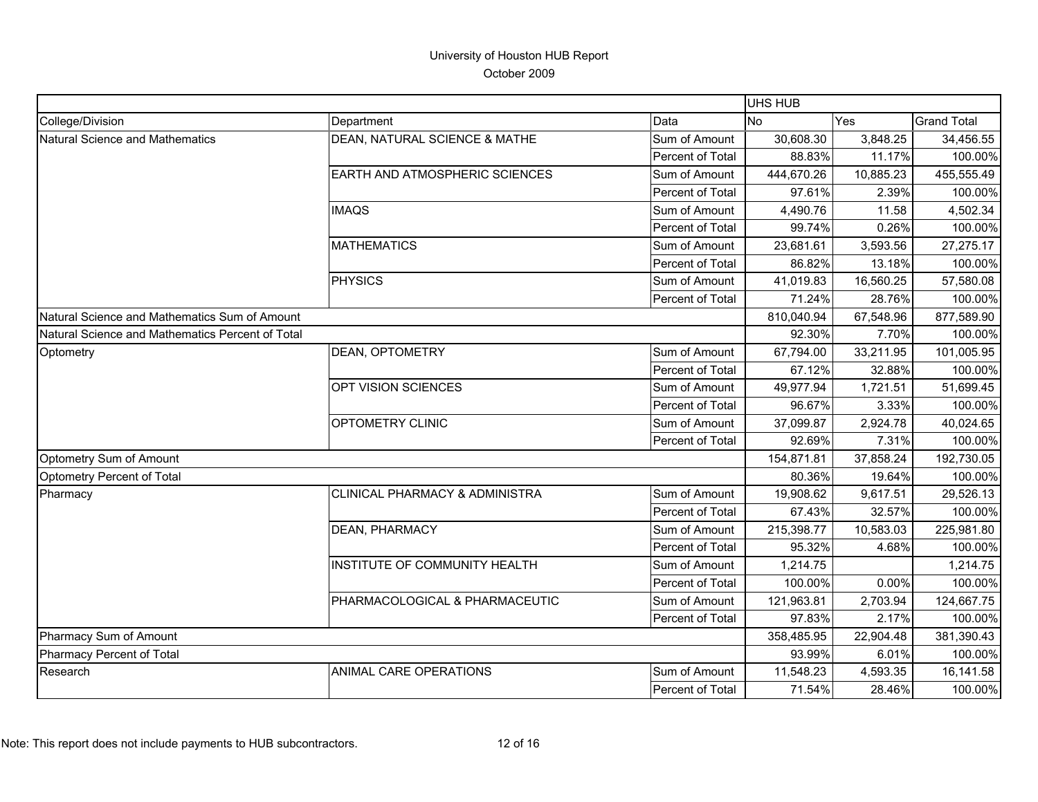# University of Houston HUB Report

October 2009

| | | | UHS HUB | | |
|---|---|---|---|---|---|
| College/Division | Department | Data | No | Yes | Grand Total |
| Natural Science and Mathematics | DEAN, NATURAL SCIENCE & MATHE | Sum of Amount | 30,608.30 | 3,848.25 | 34,456.55 |
| | | Percent of Total | 88.83% | 11.17% | 100.00% |
| | EARTH AND ATMOSPHERIC SCIENCES | Sum of Amount | 444,670.26 | 10,885.23 | 455,555.49 |
| | | Percent of Total | 97.61% | 2.39% | 100.00% |
| | IMAQS | Sum of Amount | 4,490.76 | 11.58 | 4,502.34 |
| | | Percent of Total | 99.74% | 0.26% | 100.00% |
| | MATHEMATICS | Sum of Amount | 23,681.61 | 3,593.56 | 27,275.17 |
| | | Percent of Total | 86.82% | 13.18% | 100.00% |
| | PHYSICS | Sum of Amount | 41,019.83 | 16,560.25 | 57,580.08 |
| | | Percent of Total | 71.24% | 28.76% | 100.00% |
| Natural Science and Mathematics Sum of Amount | | | 810,040.94 | 67,548.96 | 877,589.90 |
| Natural Science and Mathematics Percent of Total | | | 92.30% | 7.70% | 100.00% |
| Optometry | DEAN, OPTOMETRY | Sum of Amount | 67,794.00 | 33,211.95 | 101,005.95 |
| | | Percent of Total | 67.12% | 32.88% | 100.00% |
| | OPT VISION SCIENCES | Sum of Amount | 49,977.94 | 1,721.51 | 51,699.45 |
| | | Percent of Total | 96.67% | 3.33% | 100.00% |
| | OPTOMETRY CLINIC | Sum of Amount | 37,099.87 | 2,924.78 | 40,024.65 |
| | | Percent of Total | 92.69% | 7.31% | 100.00% |
| Optometry Sum of Amount | | | 154,871.81 | 37,858.24 | 192,730.05 |
| Optometry Percent of Total | | | 80.36% | 19.64% | 100.00% |
| Pharmacy | CLINICAL PHARMACY & ADMINISTRA | Sum of Amount | 19,908.62 | 9,617.51 | 29,526.13 |
| | | Percent of Total | 67.43% | 32.57% | 100.00% |
| | DEAN, PHARMACY | Sum of Amount | 215,398.77 | 10,583.03 | 225,981.80 |
| | | Percent of Total | 95.32% | 4.68% | 100.00% |
| | INSTITUTE OF COMMUNITY HEALTH | Sum of Amount | 1,214.75 | | 1,214.75 |
| | | Percent of Total | 100.00% | 0.00% | 100.00% |
| | PHARMACOLOGICAL & PHARMACEUTIC | Sum of Amount | 121,963.81 | 2,703.94 | 124,667.75 |
| | | Percent of Total | 97.83% | 2.17% | 100.00% |
| Pharmacy Sum of Amount | | | 358,485.95 | 22,904.48 | 381,390.43 |
| Pharmacy Percent of Total | | | 93.99% | 6.01% | 100.00% |
| Research | ANIMAL CARE OPERATIONS | Sum of Amount | 11,548.23 | 4,593.35 | 16,141.58 |
| | | Percent of Total | 71.54% | 28.46% | 100.00% |

Note: This report does not include payments to HUB subcontractors.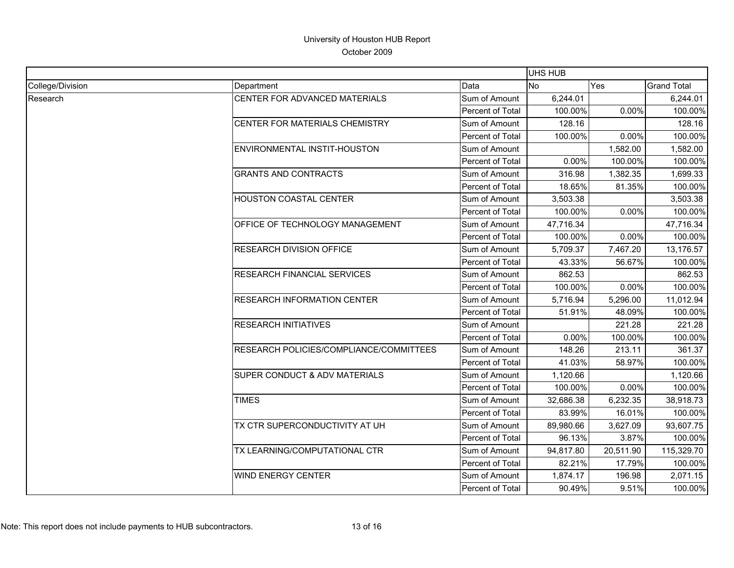# University of Houston HUB Report

October 2009

| | | | UHS HUB | | |
|---|---|---|---|---|---|
| College/Division | Department | Data | No | Yes | Grand Total |
| Research | CENTER FOR ADVANCED MATERIALS | Sum of Amount | 6,244.01 | | 6,244.01 |
| | | Percent of Total | 100.00% | 0.00% | 100.00% |
| | CENTER FOR MATERIALS CHEMISTRY | Sum of Amount | 128.16 | | 128.16 |
| | | Percent of Total | 100.00% | 0.00% | 100.00% |
| | ENVIRONMENTAL INSTIT-HOUSTON | Sum of Amount | | 1,582.00 | 1,582.00 |
| | | Percent of Total | 0.00% | 100.00% | 100.00% |
| | GRANTS AND CONTRACTS | Sum of Amount | 316.98 | 1,382.35 | 1,699.33 |
| | | Percent of Total | 18.65% | 81.35% | 100.00% |
| | HOUSTON COASTAL CENTER | Sum of Amount | 3,503.38 | | 3,503.38 |
| | | Percent of Total | 100.00% | 0.00% | 100.00% |
| | OFFICE OF TECHNOLOGY MANAGEMENT | Sum of Amount | 47,716.34 | | 47,716.34 |
| | | Percent of Total | 100.00% | 0.00% | 100.00% |
| | RESEARCH DIVISION OFFICE | Sum of Amount | 5,709.37 | 7,467.20 | 13,176.57 |
| | | Percent of Total | 43.33% | 56.67% | 100.00% |
| | RESEARCH FINANCIAL SERVICES | Sum of Amount | 862.53 | | 862.53 |
| | | Percent of Total | 100.00% | 0.00% | 100.00% |
| | RESEARCH INFORMATION CENTER | Sum of Amount | 5,716.94 | 5,296.00 | 11,012.94 |
| | | Percent of Total | 51.91% | 48.09% | 100.00% |
| | RESEARCH INITIATIVES | Sum of Amount | | 221.28 | 221.28 |
| | | Percent of Total | 0.00% | 100.00% | 100.00% |
| | RESEARCH POLICIES/COMPLIANCE/COMMITTEES | Sum of Amount | 148.26 | 213.11 | 361.37 |
| | | Percent of Total | 41.03% | 58.97% | 100.00% |
| | SUPER CONDUCT & ADV MATERIALS | Sum of Amount | 1,120.66 | | 1,120.66 |
| | | Percent of Total | 100.00% | 0.00% | 100.00% |
| | TIMES | Sum of Amount | 32,686.38 | 6,232.35 | 38,918.73 |
| | | Percent of Total | 83.99% | 16.01% | 100.00% |
| | TX CTR SUPERCONDUCTIVITY AT UH | Sum of Amount | 89,980.66 | 3,627.09 | 93,607.75 |
| | | Percent of Total | 96.13% | 3.87% | 100.00% |
| | TX LEARNING/COMPUTATIONAL CTR | Sum of Amount | 94,817.80 | 20,511.90 | 115,329.70 |
| | | Percent of Total | 82.21% | 17.79% | 100.00% |
| | WIND ENERGY CENTER | Sum of Amount | 1,874.17 | 196.98 | 2,071.15 |
| | | Percent of Total | 90.49% | 9.51% | 100.00% |

Note: This report does not include payments to HUB subcontractors.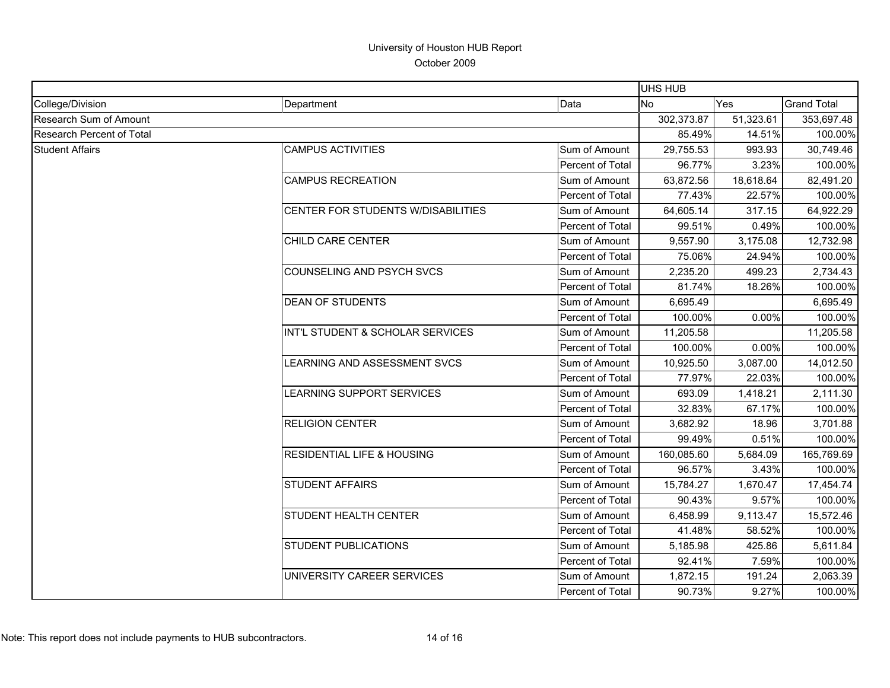# University of Houston HUB Report

October 2009

| | | | UHS HUB | | |
|---|---|---|---|---|---|
| College/Division | Department | Data | No | Yes | Grand Total |
| Research Sum of Amount | | | 302,373.87 | 51,323.61 | 353,697.48 |
| Research Percent of Total | | | 85.49% | 14.51% | 100.00% |
| Student Affairs | CAMPUS ACTIVITIES | Sum of Amount | 29,755.53 | 993.93 | 30,749.46 |
| | | Percent of Total | 96.77% | 3.23% | 100.00% |
| | CAMPUS RECREATION | Sum of Amount | 63,872.56 | 18,618.64 | 82,491.20 |
| | | Percent of Total | 77.43% | 22.57% | 100.00% |
| | CENTER FOR STUDENTS W/DISABILITIES | Sum of Amount | 64,605.14 | 317.15 | 64,922.29 |
| | | Percent of Total | 99.51% | 0.49% | 100.00% |
| | CHILD CARE CENTER | Sum of Amount | 9,557.90 | 3,175.08 | 12,732.98 |
| | | Percent of Total | 75.06% | 24.94% | 100.00% |
| | COUNSELING AND PSYCH SVCS | Sum of Amount | 2,235.20 | 499.23 | 2,734.43 |
| | | Percent of Total | 81.74% | 18.26% | 100.00% |
| | DEAN OF STUDENTS | Sum of Amount | 6,695.49 | | 6,695.49 |
| | | Percent of Total | 100.00% | 0.00% | 100.00% |
| | INT'L STUDENT & SCHOLAR SERVICES | Sum of Amount | 11,205.58 | | 11,205.58 |
| | | Percent of Total | 100.00% | 0.00% | 100.00% |
| | LEARNING AND ASSESSMENT SVCS | Sum of Amount | 10,925.50 | 3,087.00 | 14,012.50 |
| | | Percent of Total | 77.97% | 22.03% | 100.00% |
| | LEARNING SUPPORT SERVICES | Sum of Amount | 693.09 | 1,418.21 | 2,111.30 |
| | | Percent of Total | 32.83% | 67.17% | 100.00% |
| | RELIGION CENTER | Sum of Amount | 3,682.92 | 18.96 | 3,701.88 |
| | | Percent of Total | 99.49% | 0.51% | 100.00% |
| | RESIDENTIAL LIFE & HOUSING | Sum of Amount | 160,085.60 | 5,684.09 | 165,769.69 |
| | | Percent of Total | 96.57% | 3.43% | 100.00% |
| | STUDENT AFFAIRS | Sum of Amount | 15,784.27 | 1,670.47 | 17,454.74 |
| | | Percent of Total | 90.43% | 9.57% | 100.00% |
| | STUDENT HEALTH CENTER | Sum of Amount | 6,458.99 | 9,113.47 | 15,572.46 |
| | | Percent of Total | 41.48% | 58.52% | 100.00% |
| | STUDENT PUBLICATIONS | Sum of Amount | 5,185.98 | 425.86 | 5,611.84 |
| | | Percent of Total | 92.41% | 7.59% | 100.00% |
| | UNIVERSITY CAREER SERVICES | Sum of Amount | 1,872.15 | 191.24 | 2,063.39 |
| | | Percent of Total | 90.73% | 9.27% | 100.00% |

Note: This report does not include payments to HUB subcontractors.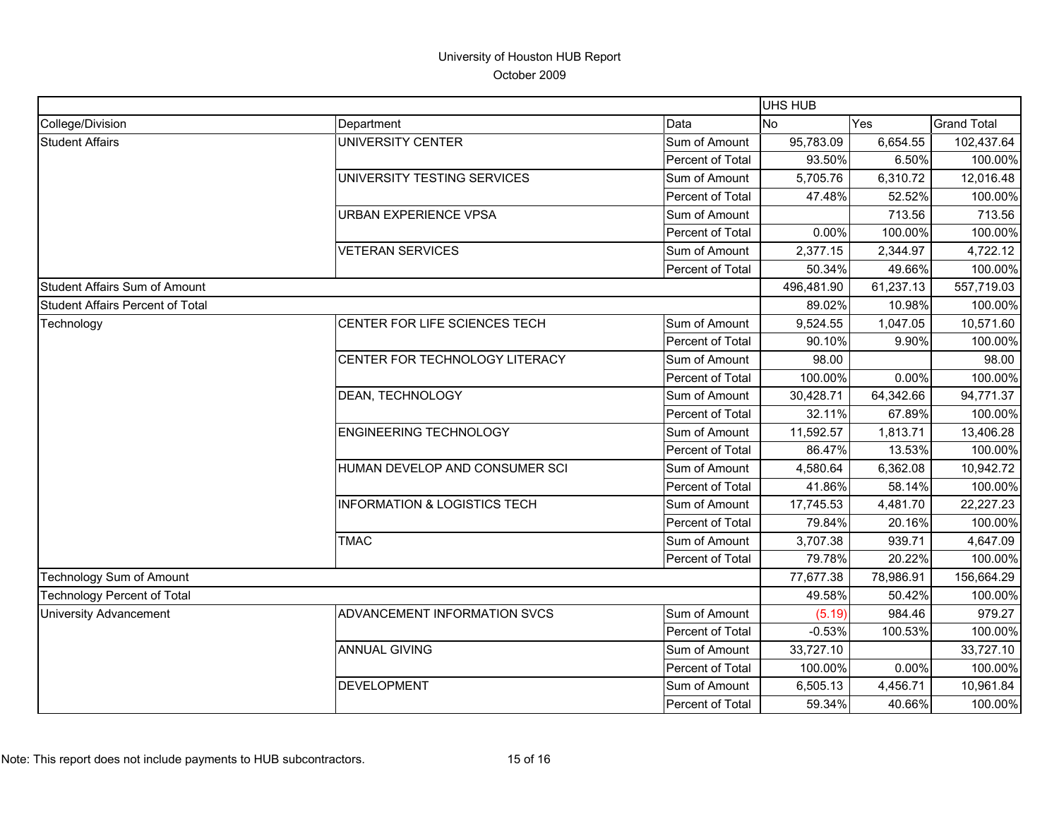# University of Houston HUB Report

October 2009

| | | | UHS HUB | | |
|---|---|---|---|---|---|
| College/Division | Department | Data | No | Yes | Grand Total |
| Student Affairs | UNIVERSITY CENTER | Sum of Amount | 95,783.09 | 6,654.55 | 102,437.64 |
| | | Percent of Total | 93.50% | 6.50% | 100.00% |
| | UNIVERSITY TESTING SERVICES | Sum of Amount | 5,705.76 | 6,310.72 | 12,016.48 |
| | | Percent of Total | 47.48% | 52.52% | 100.00% |
| | URBAN EXPERIENCE VPSA | Sum of Amount | | 713.56 | 713.56 |
| | | Percent of Total | 0.00% | 100.00% | 100.00% |
| | VETERAN SERVICES | Sum of Amount | 2,377.15 | 2,344.97 | 4,722.12 |
| | | Percent of Total | 50.34% | 49.66% | 100.00% |
| Student Affairs Sum of Amount | | | 496,481.90 | 61,237.13 | 557,719.03 |
| Student Affairs Percent of Total | | | 89.02% | 10.98% | 100.00% |
| Technology | CENTER FOR LIFE SCIENCES TECH | Sum of Amount | 9,524.55 | 1,047.05 | 10,571.60 |
| | | Percent of Total | 90.10% | 9.90% | 100.00% |
| | CENTER FOR TECHNOLOGY LITERACY | Sum of Amount | 98.00 | | 98.00 |
| | | Percent of Total | 100.00% | 0.00% | 100.00% |
| | DEAN, TECHNOLOGY | Sum of Amount | 30,428.71 | 64,342.66 | 94,771.37 |
| | | Percent of Total | 32.11% | 67.89% | 100.00% |
| | ENGINEERING TECHNOLOGY | Sum of Amount | 11,592.57 | 1,813.71 | 13,406.28 |
| | | Percent of Total | 86.47% | 13.53% | 100.00% |
| | HUMAN DEVELOP AND CONSUMER SCI | Sum of Amount | 4,580.64 | 6,362.08 | 10,942.72 |
| | | Percent of Total | 41.86% | 58.14% | 100.00% |
| | INFORMATION & LOGISTICS TECH | Sum of Amount | 17,745.53 | 4,481.70 | 22,227.23 |
| | | Percent of Total | 79.84% | 20.16% | 100.00% |
| | TMAC | Sum of Amount | 3,707.38 | 939.71 | 4,647.09 |
| | | Percent of Total | 79.78% | 20.22% | 100.00% |
| Technology Sum of Amount | | | 77,677.38 | 78,986.91 | 156,664.29 |
| Technology Percent of Total | | | 49.58% | 50.42% | 100.00% |
| University Advancement | ADVANCEMENT INFORMATION SVCS | Sum of Amount | (5.19) | 984.46 | 979.27 |
| | | Percent of Total | -0.53% | 100.53% | 100.00% |
| | ANNUAL GIVING | Sum of Amount | 33,727.10 | | 33,727.10 |
| | | Percent of Total | 100.00% | 0.00% | 100.00% |
| | DEVELOPMENT | Sum of Amount | 6,505.13 | 4,456.71 | 10,961.84 |
| | | Percent of Total | 59.34% | 40.66% | 100.00% |

Note: This report does not include payments to HUB subcontractors.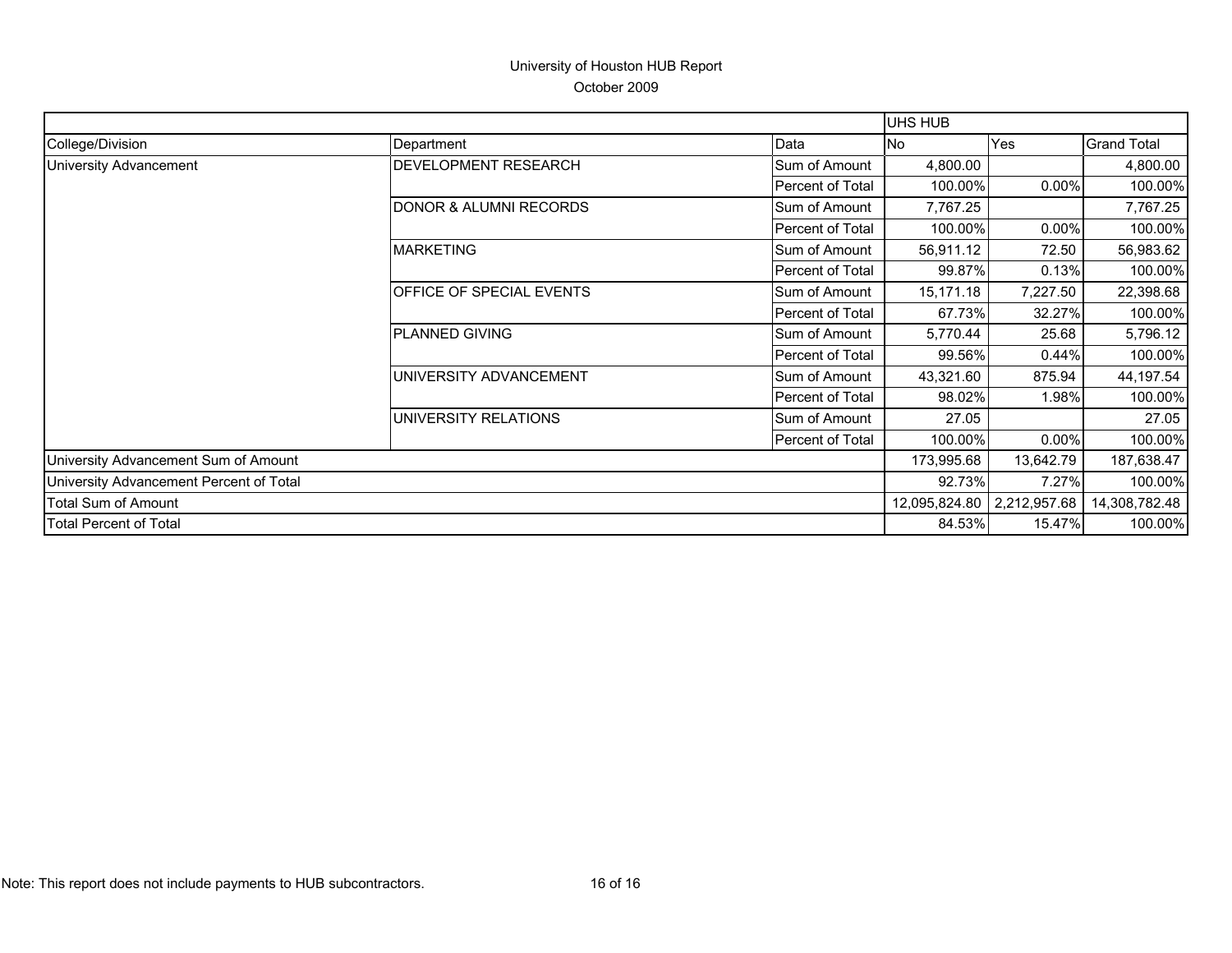# University of Houston HUB Report

October 2009

| | | | UHS HUB | | |
|---|---|---|---|---|---|
| College/Division | Department | Data | No | Yes | Grand Total |
| University Advancement | DEVELOPMENT RESEARCH | Sum of Amount | 4,800.00 | | 4,800.00 |
| | | Percent of Total | 100.00% | 0.00% | 100.00% |
| | DONOR & ALUMNI RECORDS | Sum of Amount | 7,767.25 | | 7,767.25 |
| | | Percent of Total | 100.00% | 0.00% | 100.00% |
| | MARKETING | Sum of Amount | 56,911.12 | 72.50 | 56,983.62 |
| | | Percent of Total | 99.87% | 0.13% | 100.00% |
| | OFFICE OF SPECIAL EVENTS | Sum of Amount | 15,171.18 | 7,227.50 | 22,398.68 |
| | | Percent of Total | 67.73% | 32.27% | 100.00% |
| | PLANNED GIVING | Sum of Amount | 5,770.44 | 25.68 | 5,796.12 |
| | | Percent of Total | 99.56% | 0.44% | 100.00% |
| | UNIVERSITY ADVANCEMENT | Sum of Amount | 43,321.60 | 875.94 | 44,197.54 |
| | | Percent of Total | 98.02% | 1.98% | 100.00% |
| | UNIVERSITY RELATIONS | Sum of Amount | 27.05 | | 27.05 |
| | | Percent of Total | 100.00% | 0.00% | 100.00% |
| University Advancement Sum of Amount | | | 173,995.68 | 13,642.79 | 187,638.47 |
| University Advancement Percent of Total | | | 92.73% | 7.27% | 100.00% |
| Total Sum of Amount | | | 12,095,824.80 | 2,212,957.68 | 14,308,782.48 |
| Total Percent of Total | | | 84.53% | 15.47% | 100.00% |

Note: This report does not include payments to HUB subcontractors.